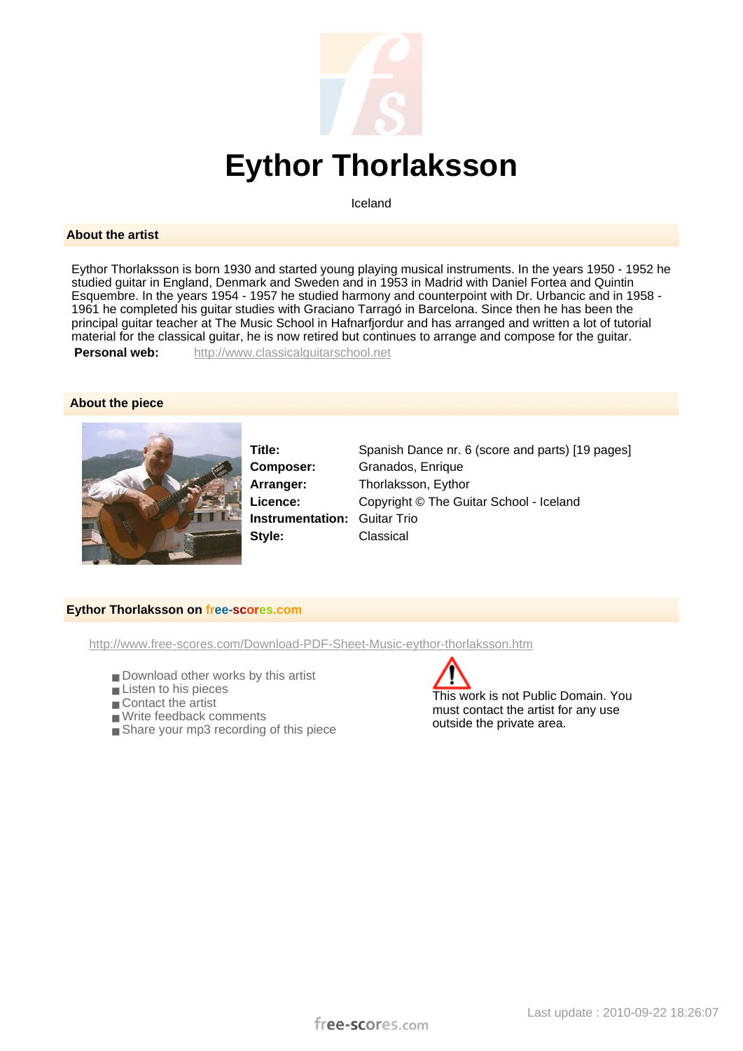# Eythor Thorlaksson

Iceland

## About the artist

Eythor Thorlaksson is born 1930 and started young playing musical instruments. In the years 1950 - 1952 he studied guitar in England, Denmark and Sweden and in 1953 in Madrid with Daniel Fortea and Quintin Esquembre. In the years 1954 - 1957 he studied harmony and counterpoint with Dr. Urbancic and in 1958 - 1961 he completed his guitar studies with Graciano Tarragó in Barcelona. Since then he has been the principal guitar teacher at The Music School in Hafnarfjordur and has arranged and written a lot of tutorial material for the classical guitar, he is now retired but continues to arrange and compose for the guitar.

**Personal web:** http://www.classicalguitarschool.net

## About the piece

**Title:** Spanish Dance nr. 6 (score and parts) [19 pages]
**Composer:** Granados, Enrique
**Arranger:** Thorlaksson, Eythor
**Licence:** Copyright © The Guitar School - Iceland
**Instrumentation:** Guitar Trio
**Style:** Classical

## Eythor Thorlaksson on free-scores.com

http://www.free-scores.com/Download-PDF-Sheet-Music-eythor-thorlaksson.htm

- Download other works by this artist
- Listen to his pieces
- Contact the artist
- Write feedback comments
- Share your mp3 recording of this piece

This work is not Public Domain. You must contact the artist for any use outside the private area.

Last update : 2010-09-22 18:26:07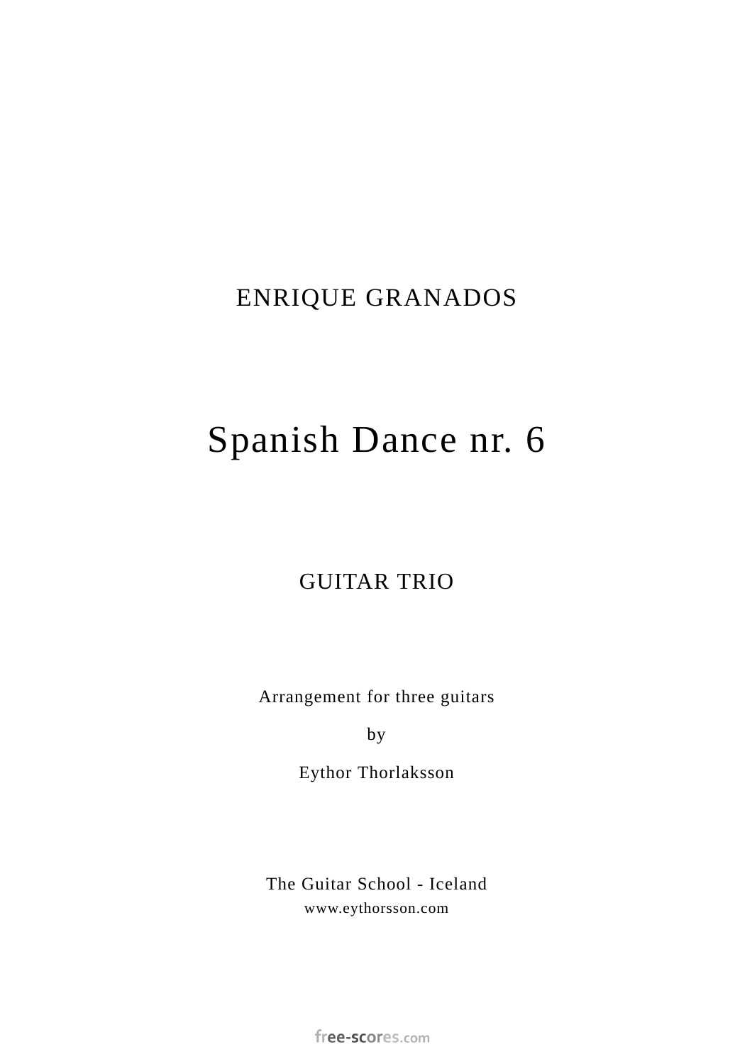ENRIQUE GRANADOS

# Spanish Dance nr. 6

GUITAR TRIO

Arrangement for three guitars

by

Eythor Thorlaksson

The Guitar School - Iceland
www.eythorsson.com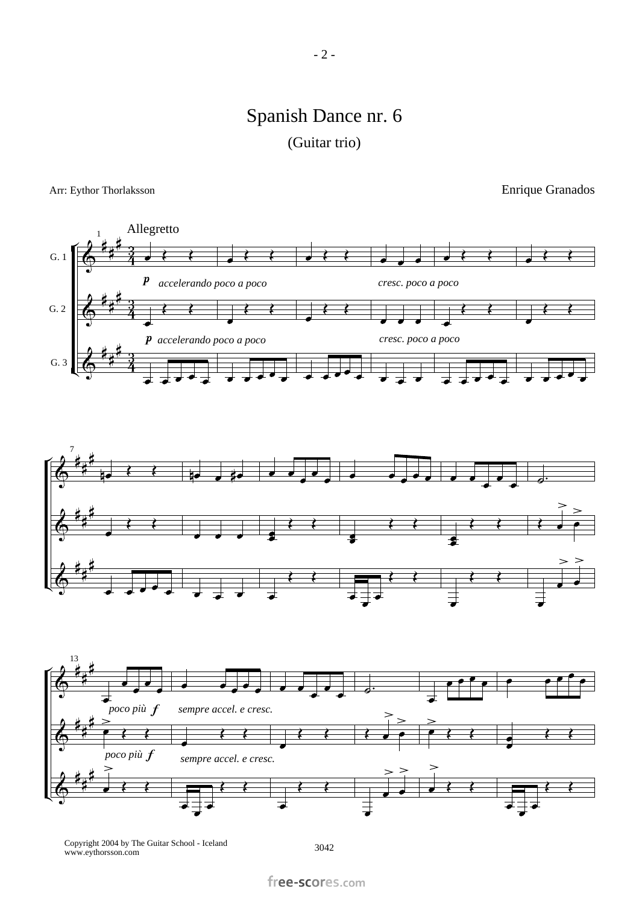# Spanish Dance nr. 6

(Guitar trio)

Arr: Eythor Thorlaksson

Enrique Granados

Allegretto

*p* *accelerando poco a poco* *cresc. poco a poco*

*p* *accelerando poco a poco* *cresc. poco a poco*

*poco più* ***f*** *sempre accel. e cresc.*

*poco più* ***f*** *sempre accel. e cresc.*

Copyright 2004 by The Guitar School - Iceland
www.eythorsson.com

3042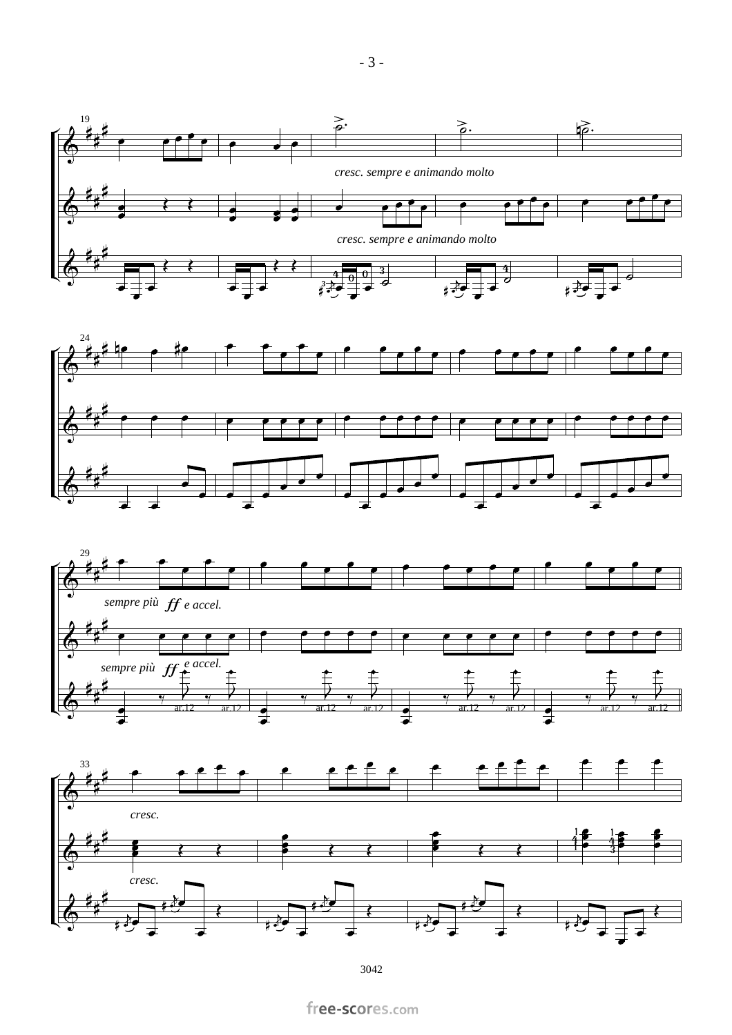*cresc. sempre e animando molto*

*cresc. sempre e animando molto*

*sempre più ff e accel.*

*sempre più ff e accel.*

*cresc.*

*cresc.*

3042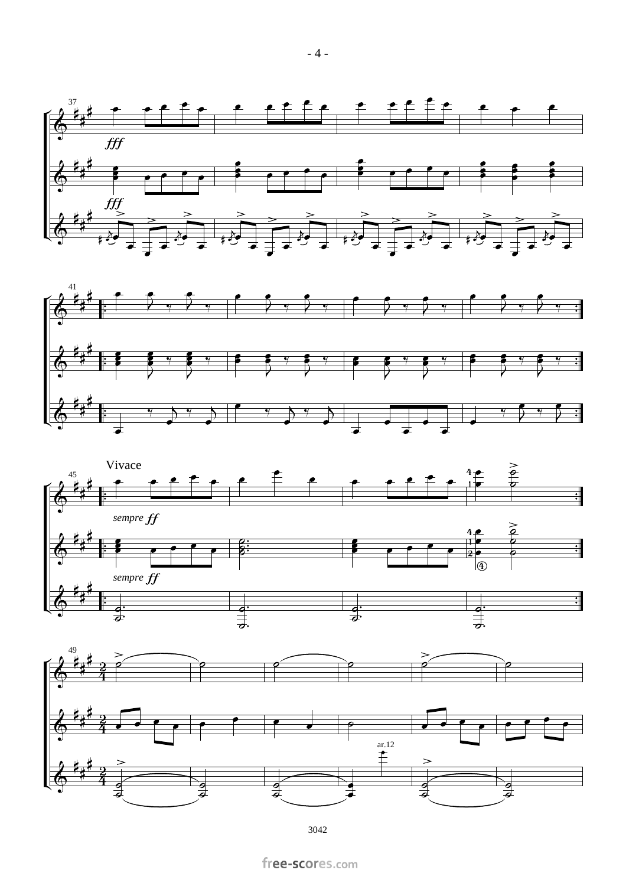Vivace

*sempre ff*

*sempre ff*

*fff*

*fff*

ar.12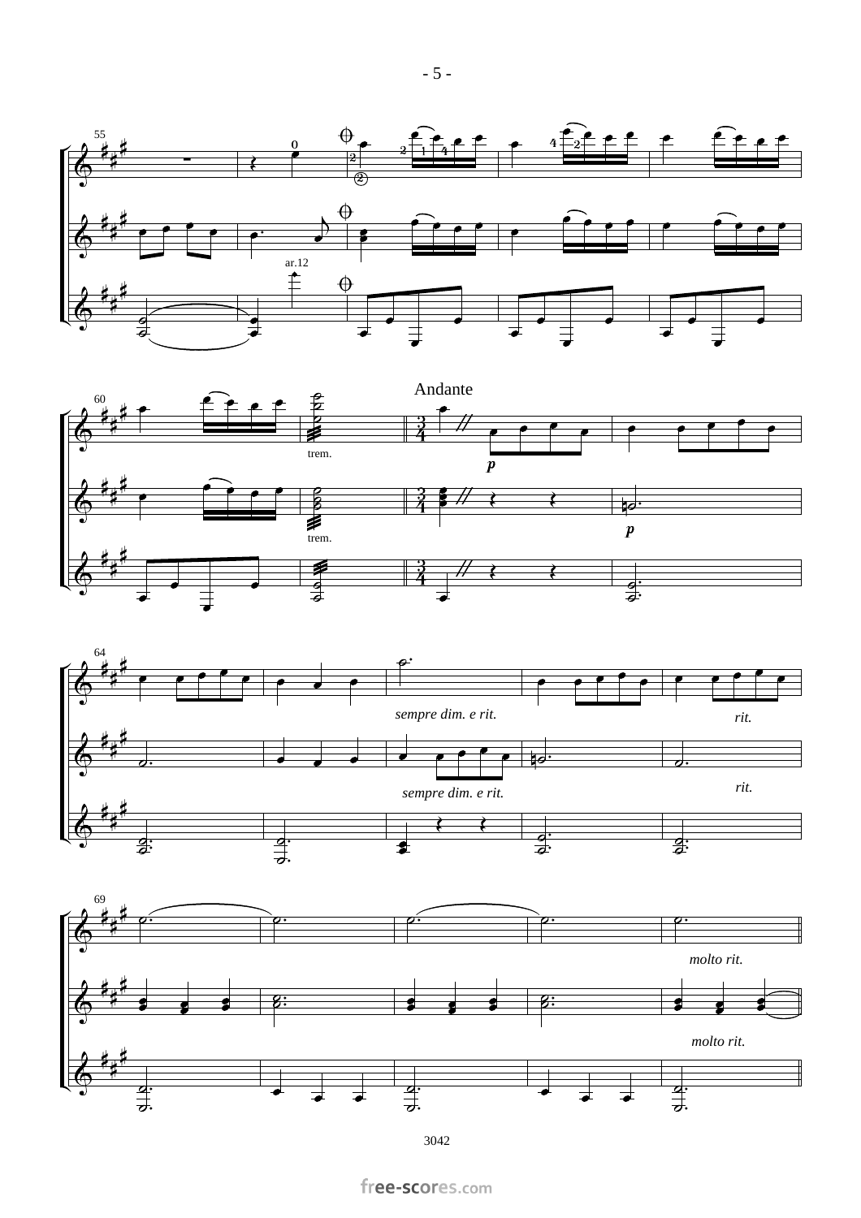Andante

trem.

*p*

*sempre dim. e rit.*

*rit.*

*molto rit.*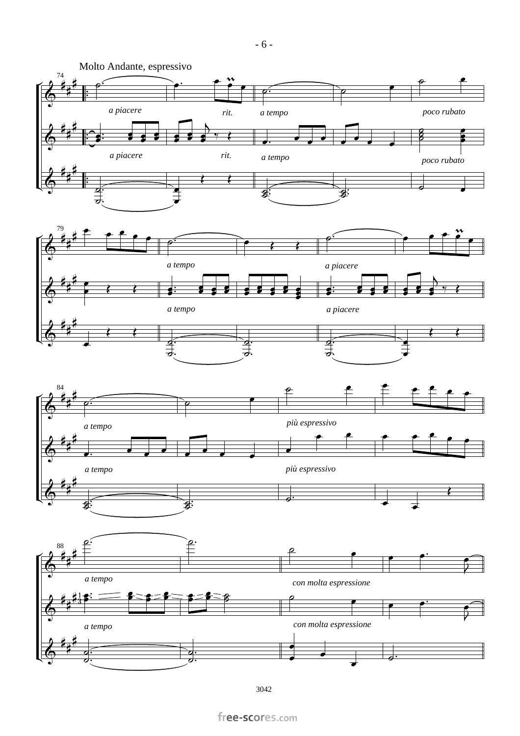Molto Andante, espressivo

*a piacere* *rit.* *a tempo* *poco rubato*

*a piacere* *rit.* *a tempo* *poco rubato*

*a tempo* *a piacere*

*a tempo* *a piacere*

*a tempo* *più espressivo*

*a tempo* *più espressivo*

*a tempo* *con molta espressione*

*a tempo* *con molta espressione*

3042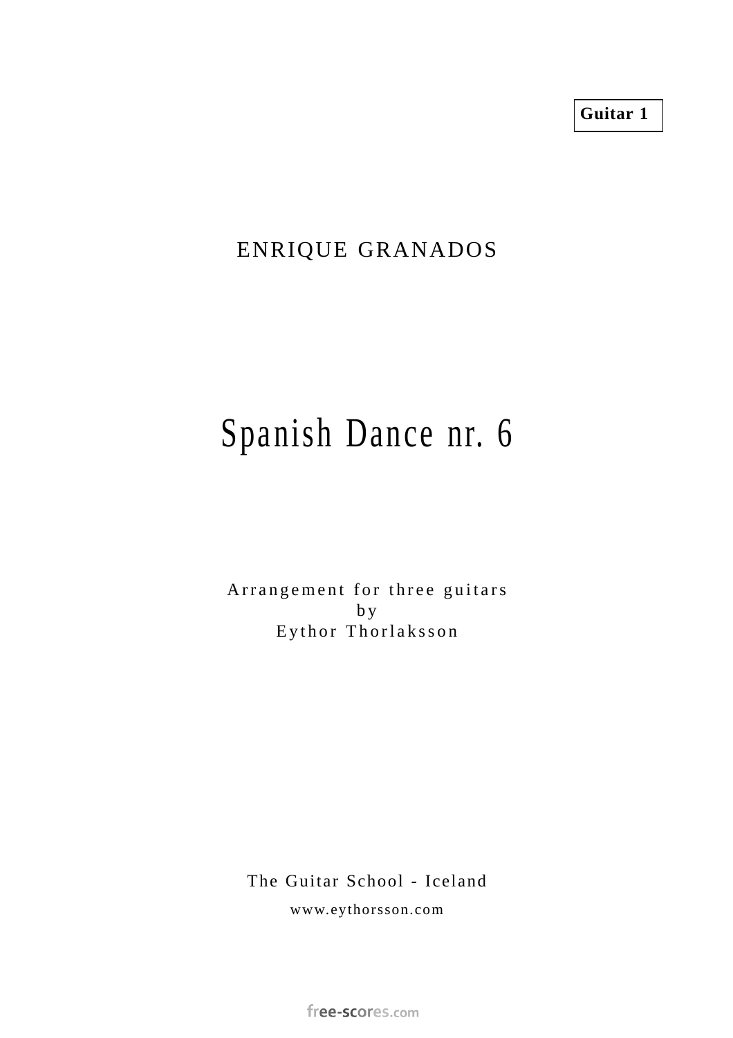**Guitar 1**

ENRIQUE GRANADOS

# Spanish Dance nr. 6

Arrangement for three guitars
by
Eythor Thorlaksson

The Guitar School - Iceland

www.eythorsson.com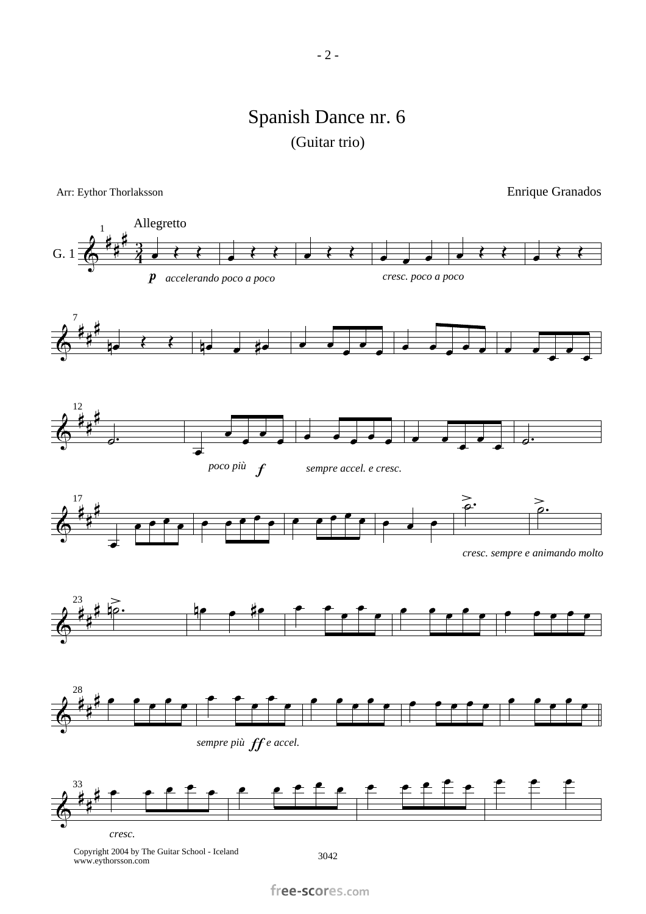# Spanish Dance nr. 6

(Guitar trio)

Arr: Eythor Thorlaksson

Enrique Granados

Copyright 2004 by The Guitar School - Iceland
www.eythorsson.com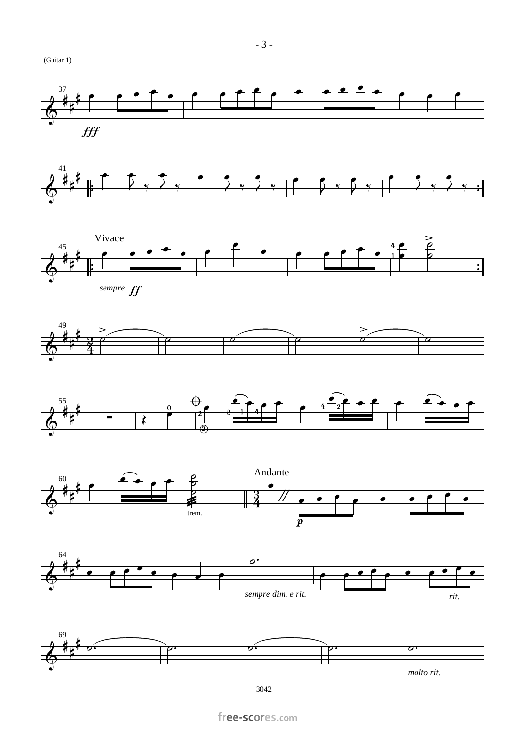(Guitar 1)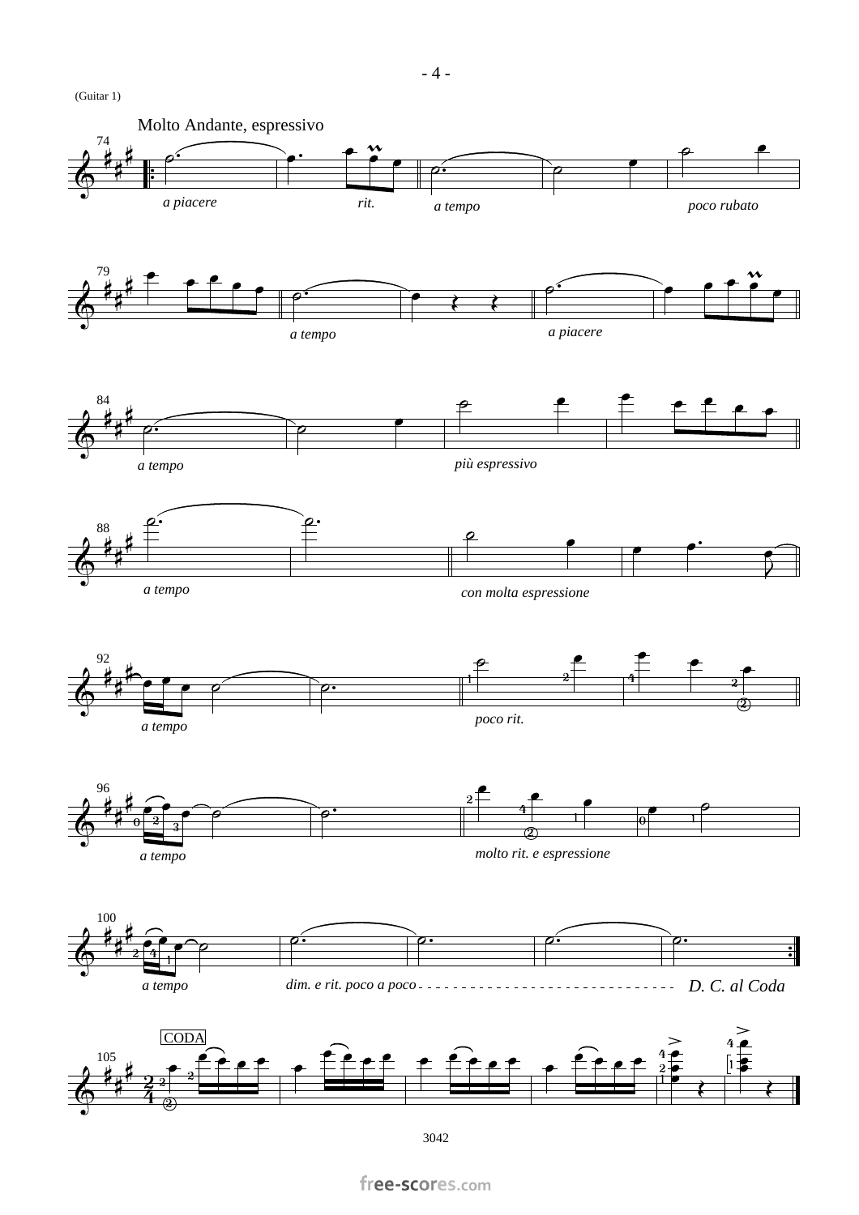(Guitar 1)

Molto Andante, espressivo

*a piacere* *rit.* *a tempo* *poco rubato*

*a tempo* *a piacere*

*a tempo* *più espressivo*

*a tempo* *con molta espressione*

*a tempo* *poco rit.*

*a tempo* *molto rit. e espressione*

*a tempo* *dim. e rit. poco a poco* - - - - - - - - - - - - - - - - - - - - - - - - - - - - - *D. C. al Coda*

CODA

3042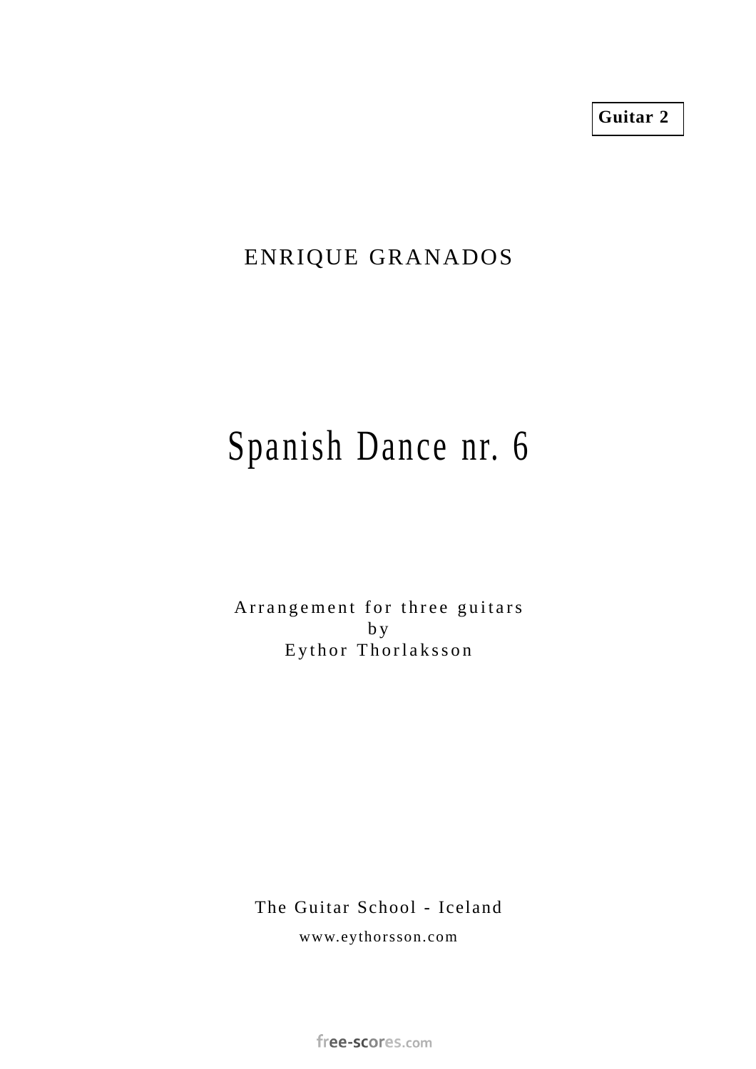**Guitar 2**

ENRIQUE GRANADOS

# Spanish Dance nr. 6

Arrangement for three guitars
by
Eythor Thorlaksson

The Guitar School - Iceland

www.eythorsson.com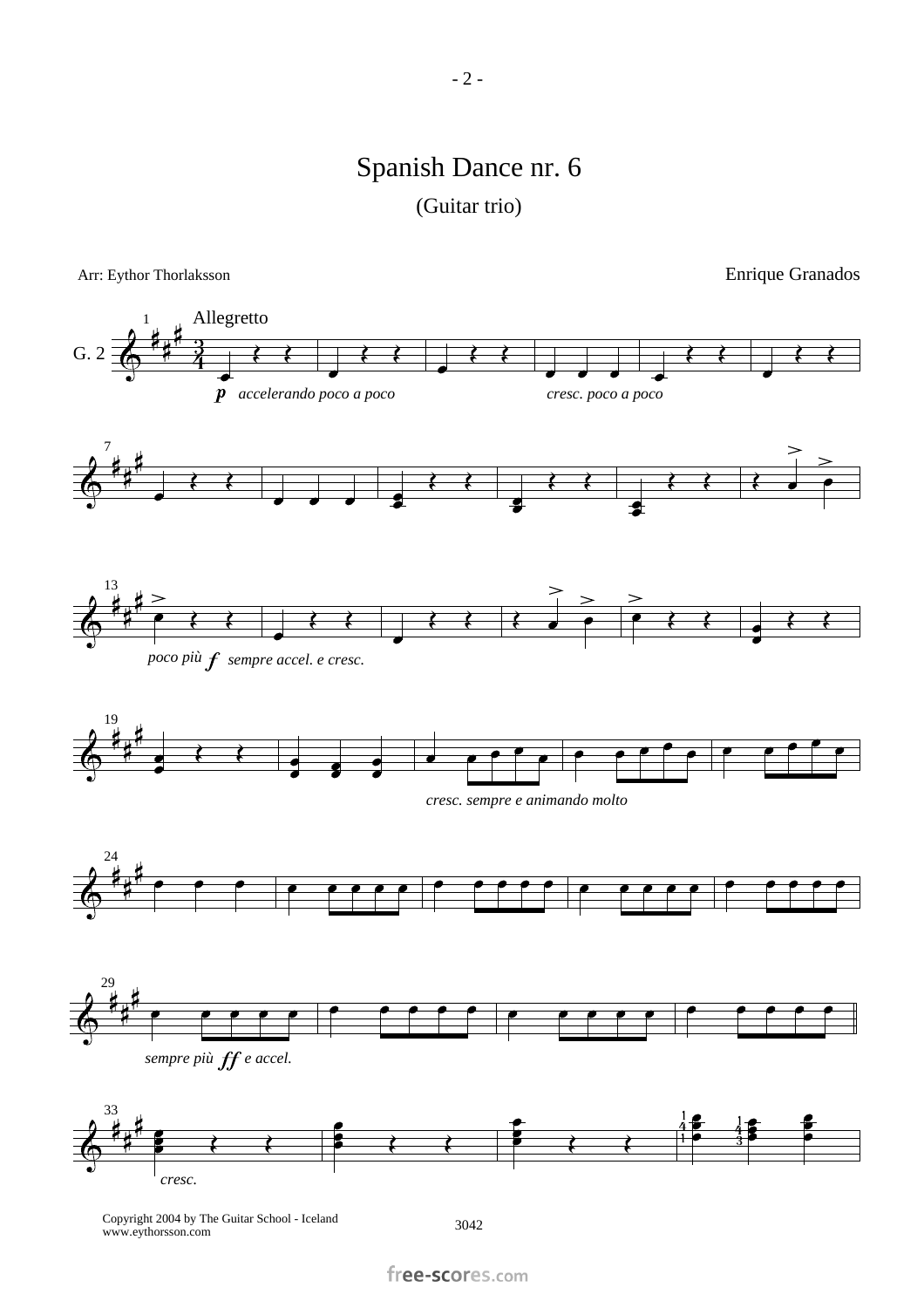# Spanish Dance nr. 6

(Guitar trio)

Arr: Eythor Thorlaksson

Enrique Granados

Allegretto

G. 2

*p* *accelerando poco a poco*

*cresc. poco a poco*

*poco più* ***f*** *sempre accel. e cresc.*

*cresc. sempre e animando molto*

*sempre più* ***ff*** *e accel.*

*cresc.*

Copyright 2004 by The Guitar School - Iceland
www.eythorsson.com

3042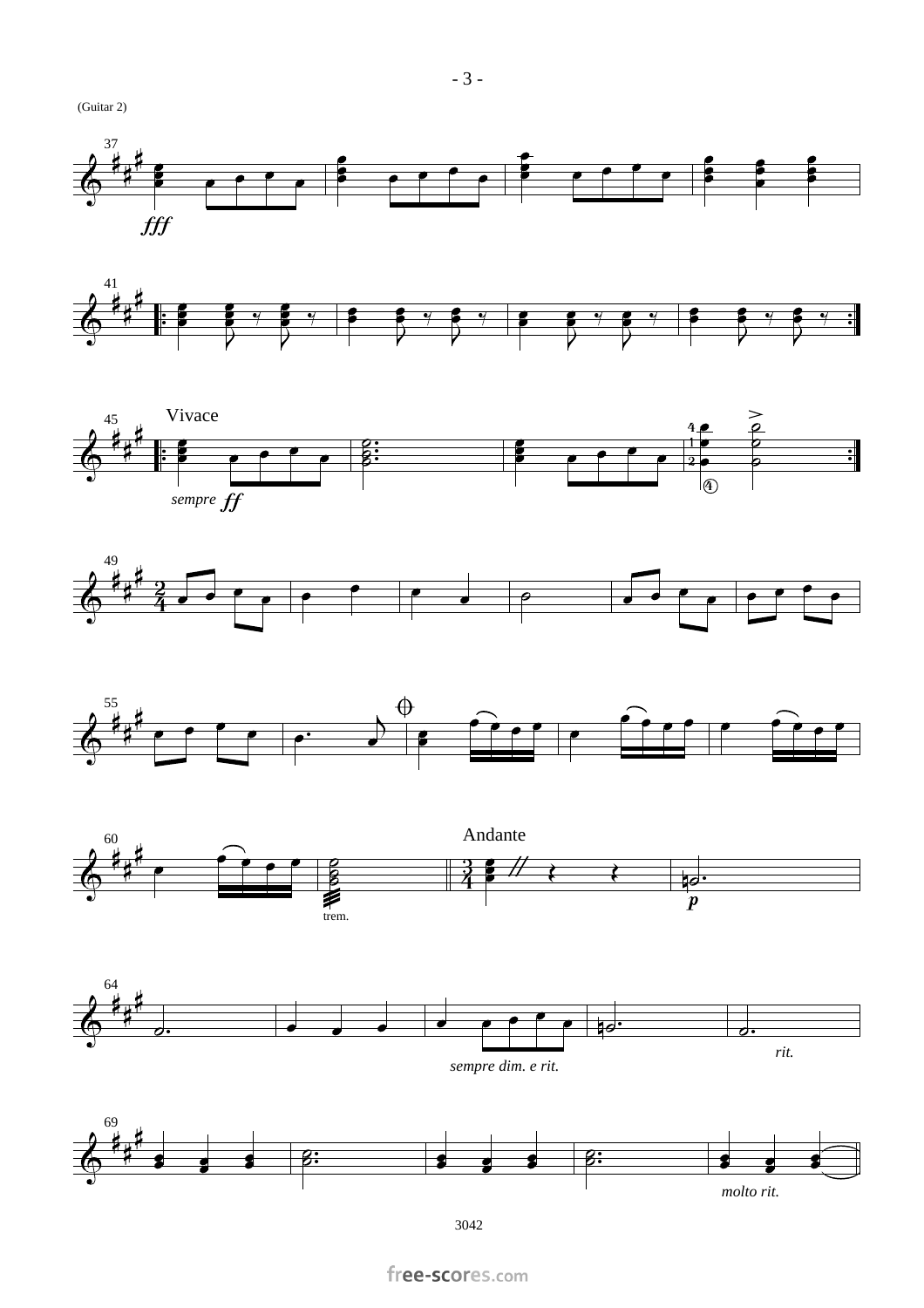(Guitar 2)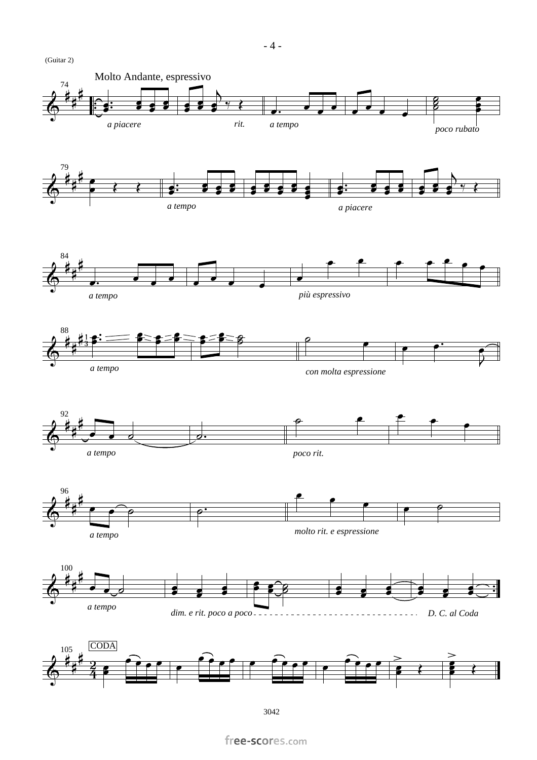(Guitar 2)

**Molto Andante, espressivo**

74 — *a piacere* — *rit.* — *a tempo* — *poco rubato*

79 — *a tempo* — *a piacere*

84 — *a tempo* — *più espressivo*

88 — *a tempo* — *con molta espressione*

92 — *a tempo* — *poco rit.*

96 — *a tempo* — *molto rit. e espressione*

100 — *a tempo* — *dim. e rit. poco a poco* — *D. C. al Coda*

105 — CODA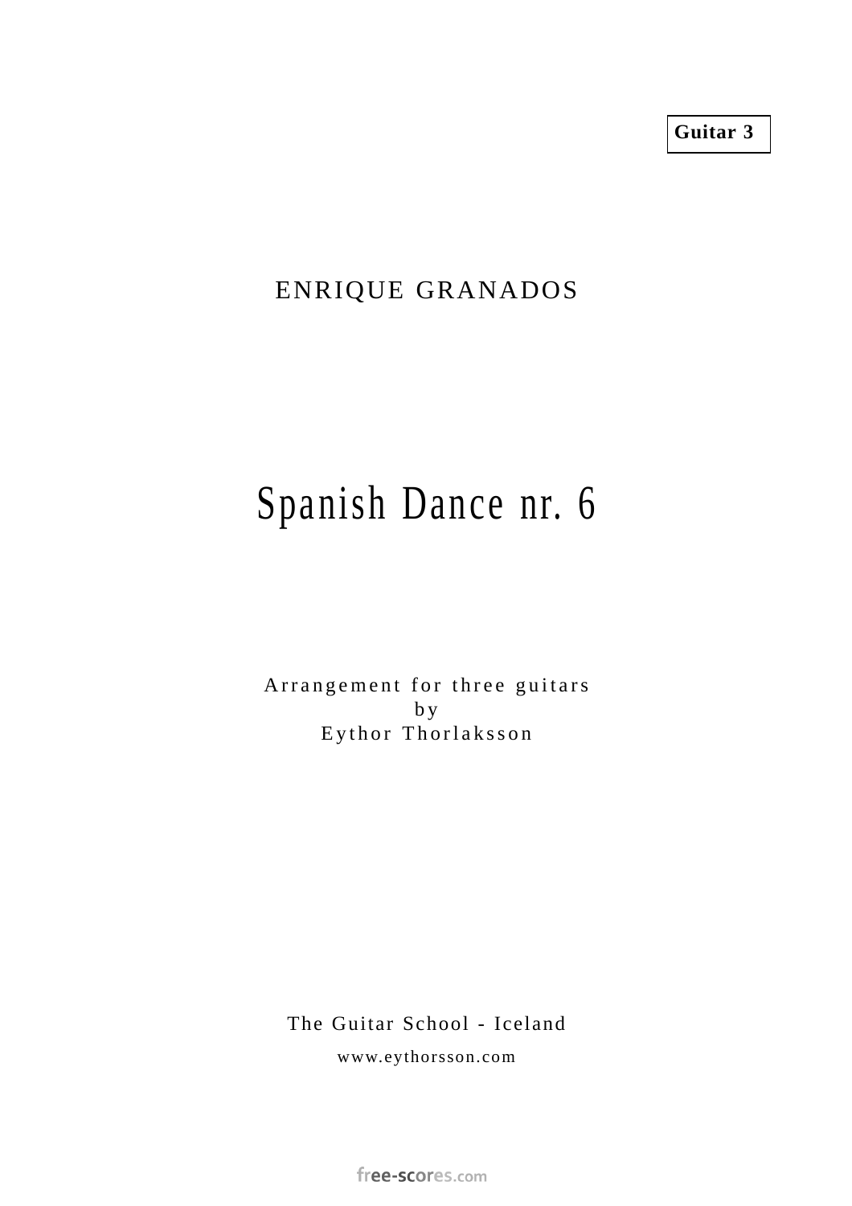**Guitar 3**

ENRIQUE GRANADOS

# Spanish Dance nr. 6

Arrangement for three guitars
by
Eythor Thorlaksson

The Guitar School - Iceland

www.eythorsson.com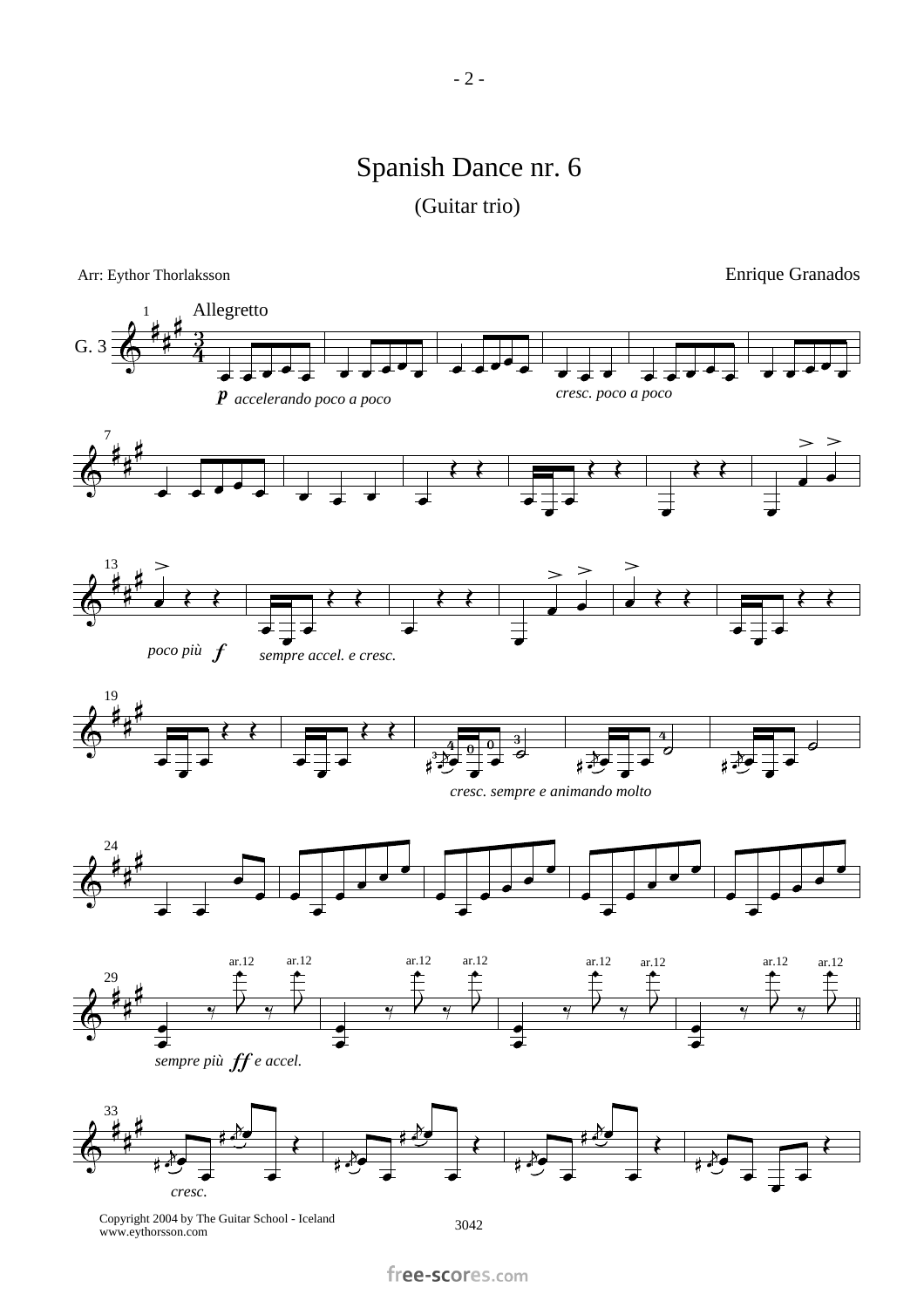# Spanish Dance nr. 6

(Guitar trio)

Arr: Eythor Thorlaksson

Enrique Granados

Allegretto

G. 3

*p accelerando poco a poco*

*cresc. poco a poco*

*poco più f*

*sempre accel. e cresc.*

*cresc. sempre e animando molto*

ar.12

*sempre più ff e accel.*

*cresc.*

Copyright 2004 by The Guitar School - Iceland
www.eythorsson.com

3042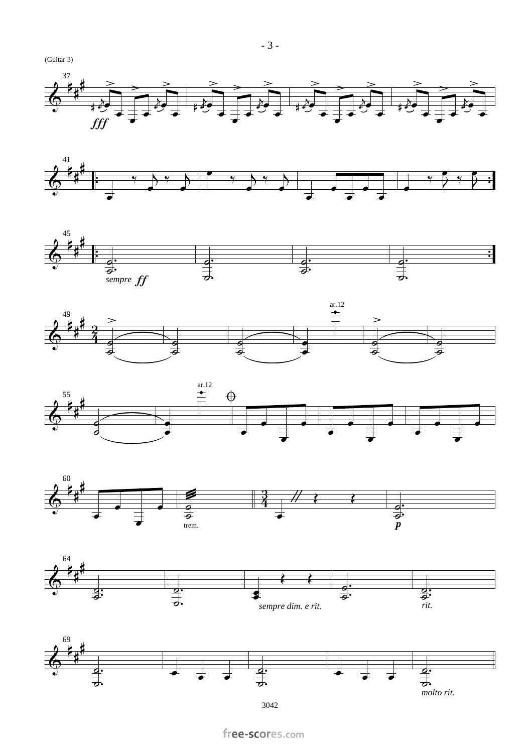(Guitar 3)

37

*fff*

41

45

*sempre* *ff*

49

ar.12

55

ar.12

60

trem.

*p*

64

*sempre dim. e rit.*

*rit.*

69

*molto rit.*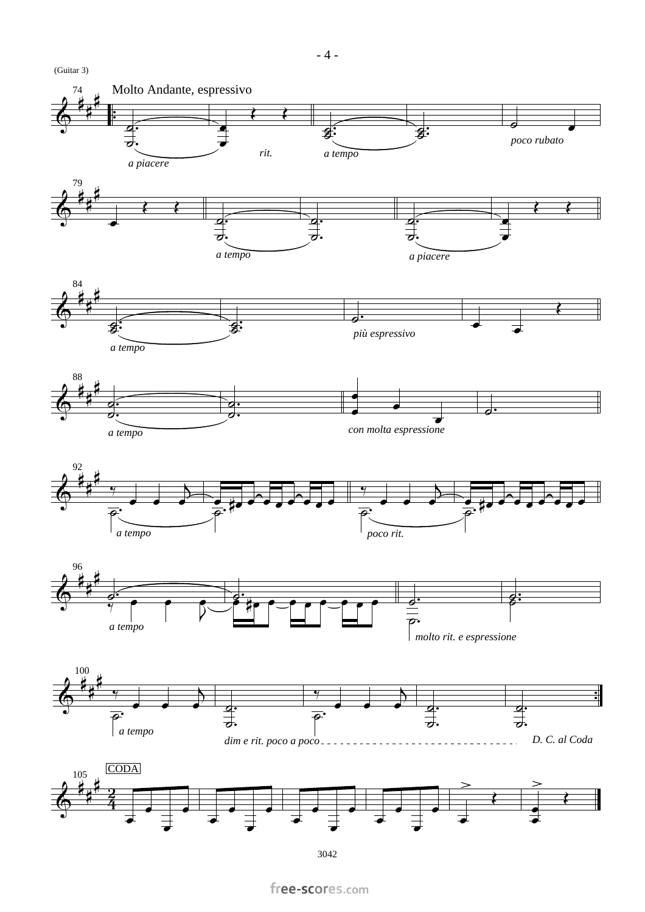(Guitar 3)

Molto Andante, espressivo

a piacere

rit.

a tempo

poco rubato

a tempo

a piacere

a tempo

più espressivo

a tempo

con molta espressione

a tempo

poco rit.

a tempo

molto rit. e espressione

a tempo

dim e rit. poco a poco

D. C. al Coda

CODA

3042